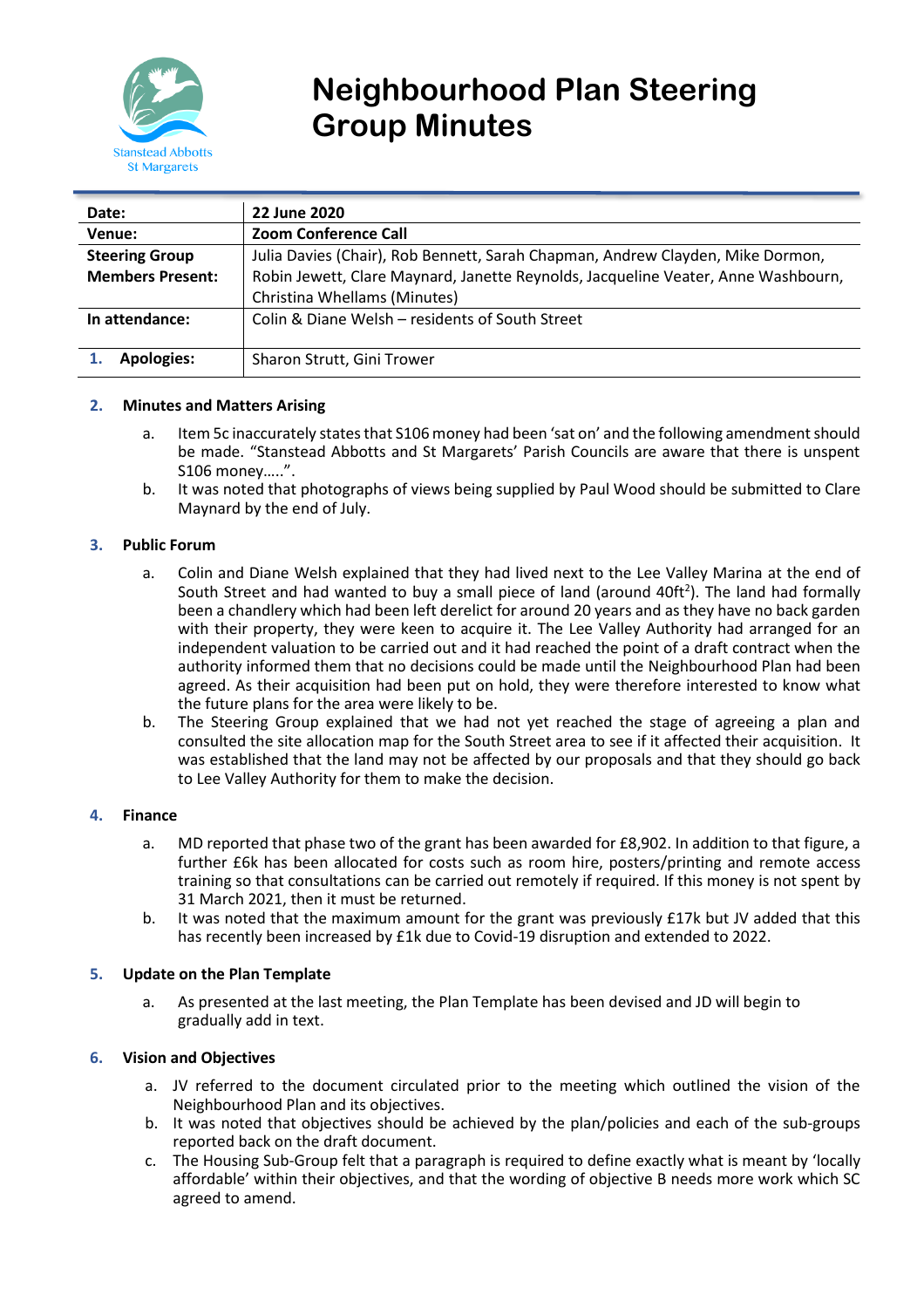# Neighbourhood Plan Steering Group Minutes

| Date: | 22 June 2020 |
|---|---|
| Venue: | Zoom Conference Call |
| Steering Group Members Present: | Julia Davies (Chair), Rob Bennett, Sarah Chapman, Andrew Clayden, Mike Dormon, Robin Jewett, Clare Maynard, Janette Reynolds, Jacqueline Veater, Anne Washbourn, Christina Whellams (Minutes) |
| In attendance: | Colin & Diane Welsh – residents of South Street |
| 1. Apologies: | Sharon Strutt, Gini Trower |

## 2. Minutes and Matters Arising

a. Item 5c inaccurately states that S106 money had been 'sat on' and the following amendment should be made. "Stanstead Abbotts and St Margarets' Parish Councils are aware that there is unspent S106 money…..".

b. It was noted that photographs of views being supplied by Paul Wood should be submitted to Clare Maynard by the end of July.

## 3. Public Forum

a. Colin and Diane Welsh explained that they had lived next to the Lee Valley Marina at the end of South Street and had wanted to buy a small piece of land (around 40ft$^2$). The land had formally been a chandlery which had been left derelict for around 20 years and as they have no back garden with their property, they were keen to acquire it. The Lee Valley Authority had arranged for an independent valuation to be carried out and it had reached the point of a draft contract when the authority informed them that no decisions could be made until the Neighbourhood Plan had been agreed. As their acquisition had been put on hold, they were therefore interested to know what the future plans for the area were likely to be.

b. The Steering Group explained that we had not yet reached the stage of agreeing a plan and consulted the site allocation map for the South Street area to see if it affected their acquisition. It was established that the land may not be affected by our proposals and that they should go back to Lee Valley Authority for them to make the decision.

## 4. Finance

a. MD reported that phase two of the grant has been awarded for £8,902. In addition to that figure, a further £6k has been allocated for costs such as room hire, posters/printing and remote access training so that consultations can be carried out remotely if required. If this money is not spent by 31 March 2021, then it must be returned.

b. It was noted that the maximum amount for the grant was previously £17k but JV added that this has recently been increased by £1k due to Covid-19 disruption and extended to 2022.

## 5. Update on the Plan Template

a. As presented at the last meeting, the Plan Template has been devised and JD will begin to gradually add in text.

## 6. Vision and Objectives

a. JV referred to the document circulated prior to the meeting which outlined the vision of the Neighbourhood Plan and its objectives.

b. It was noted that objectives should be achieved by the plan/policies and each of the sub-groups reported back on the draft document.

c. The Housing Sub-Group felt that a paragraph is required to define exactly what is meant by 'locally affordable' within their objectives, and that the wording of objective B needs more work which SC agreed to amend.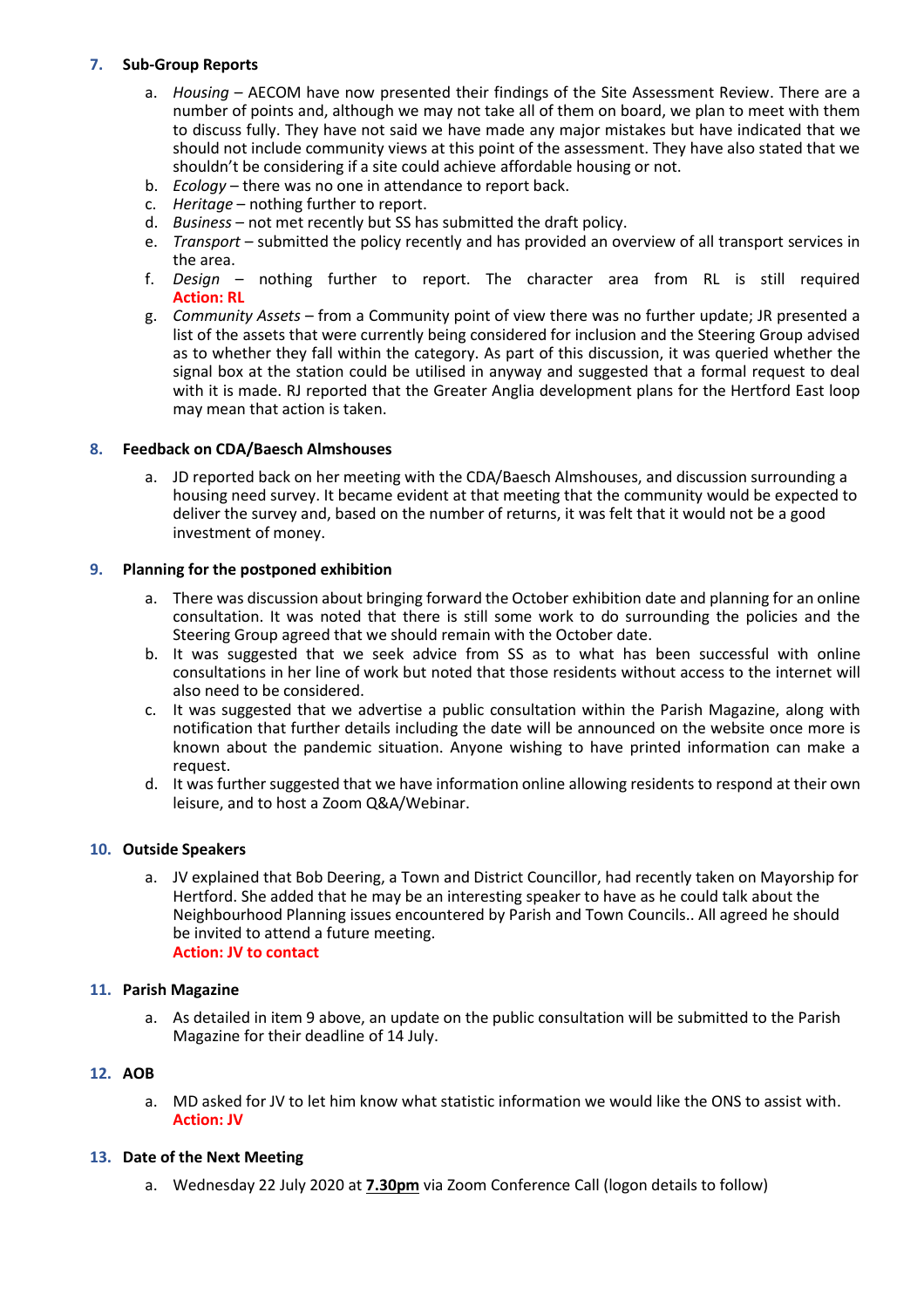7. **Sub-Group Reports**

   a. *Housing* – AECOM have now presented their findings of the Site Assessment Review. There are a number of points and, although we may not take all of them on board, we plan to meet with them to discuss fully. They have not said we have made any major mistakes but have indicated that we should not include community views at this point of the assessment. They have also stated that we shouldn't be considering if a site could achieve affordable housing or not.
   b. *Ecology* – there was no one in attendance to report back.
   c. *Heritage* – nothing further to report.
   d. *Business* – not met recently but SS has submitted the draft policy.
   e. *Transport* – submitted the policy recently and has provided an overview of all transport services in the area.
   f. *Design* – nothing further to report. The character area from RL is still required **Action: RL**
   g. *Community Assets* – from a Community point of view there was no further update; JR presented a list of the assets that were currently being considered for inclusion and the Steering Group advised as to whether they fall within the category. As part of this discussion, it was queried whether the signal box at the station could be utilised in anyway and suggested that a formal request to deal with it is made. RJ reported that the Greater Anglia development plans for the Hertford East loop may mean that action is taken.

8. **Feedback on CDA/Baesch Almshouses**

   a. JD reported back on her meeting with the CDA/Baesch Almshouses, and discussion surrounding a housing need survey. It became evident at that meeting that the community would be expected to deliver the survey and, based on the number of returns, it was felt that it would not be a good investment of money.

9. **Planning for the postponed exhibition**

   a. There was discussion about bringing forward the October exhibition date and planning for an online consultation. It was noted that there is still some work to do surrounding the policies and the Steering Group agreed that we should remain with the October date.
   b. It was suggested that we seek advice from SS as to what has been successful with online consultations in her line of work but noted that those residents without access to the internet will also need to be considered.
   c. It was suggested that we advertise a public consultation within the Parish Magazine, along with notification that further details including the date will be announced on the website once more is known about the pandemic situation. Anyone wishing to have printed information can make a request.
   d. It was further suggested that we have information online allowing residents to respond at their own leisure, and to host a Zoom Q&A/Webinar.

10. **Outside Speakers**

    a. JV explained that Bob Deering, a Town and District Councillor, had recently taken on Mayorship for Hertford. She added that he may be an interesting speaker to have as he could talk about the Neighbourhood Planning issues encountered by Parish and Town Councils.. All agreed he should be invited to attend a future meeting.
    **Action: JV to contact**

11. **Parish Magazine**

    a. As detailed in item 9 above, an update on the public consultation will be submitted to the Parish Magazine for their deadline of 14 July.

12. **AOB**

    a. MD asked for JV to let him know what statistic information we would like the ONS to assist with.
    **Action: JV**

13. **Date of the Next Meeting**

    a. Wednesday 22 July 2020 at **7.30pm** via Zoom Conference Call (logon details to follow)